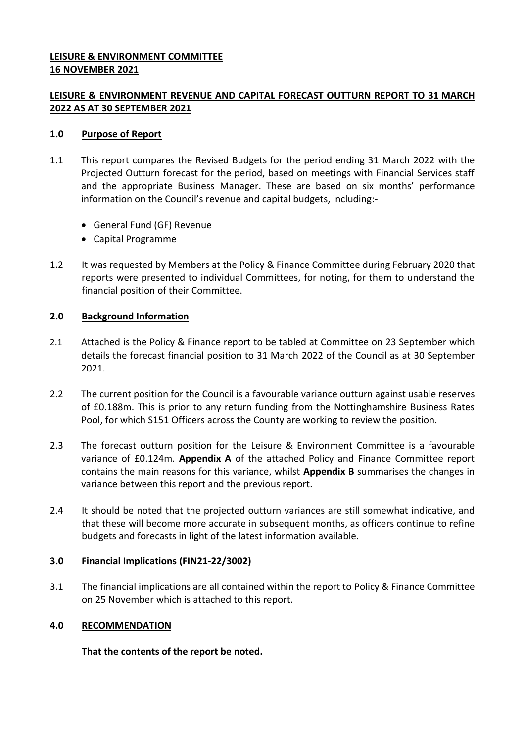**LEISURE & ENVIRONMENT COMMITTEE**
**16 NOVEMBER 2021**

**LEISURE & ENVIRONMENT REVENUE AND CAPITAL FORECAST OUTTURN REPORT TO 31 MARCH 2022 AS AT 30 SEPTEMBER 2021**

## 1.0 Purpose of Report

1.1 This report compares the Revised Budgets for the period ending 31 March 2022 with the Projected Outturn forecast for the period, based on meetings with Financial Services staff and the appropriate Business Manager. These are based on six months' performance information on the Council's revenue and capital budgets, including:-

- General Fund (GF) Revenue
- Capital Programme

1.2 It was requested by Members at the Policy & Finance Committee during February 2020 that reports were presented to individual Committees, for noting, for them to understand the financial position of their Committee.

## 2.0 Background Information

2.1 Attached is the Policy & Finance report to be tabled at Committee on 23 September which details the forecast financial position to 31 March 2022 of the Council as at 30 September 2021.

2.2 The current position for the Council is a favourable variance outturn against usable reserves of £0.188m. This is prior to any return funding from the Nottinghamshire Business Rates Pool, for which S151 Officers across the County are working to review the position.

2.3 The forecast outturn position for the Leisure & Environment Committee is a favourable variance of £0.124m. **Appendix A** of the attached Policy and Finance Committee report contains the main reasons for this variance, whilst **Appendix B** summarises the changes in variance between this report and the previous report.

2.4 It should be noted that the projected outturn variances are still somewhat indicative, and that these will become more accurate in subsequent months, as officers continue to refine budgets and forecasts in light of the latest information available.

## 3.0 Financial Implications (FIN21-22/3002)

3.1 The financial implications are all contained within the report to Policy & Finance Committee on 25 November which is attached to this report.

## 4.0 RECOMMENDATION

**That the contents of the report be noted.**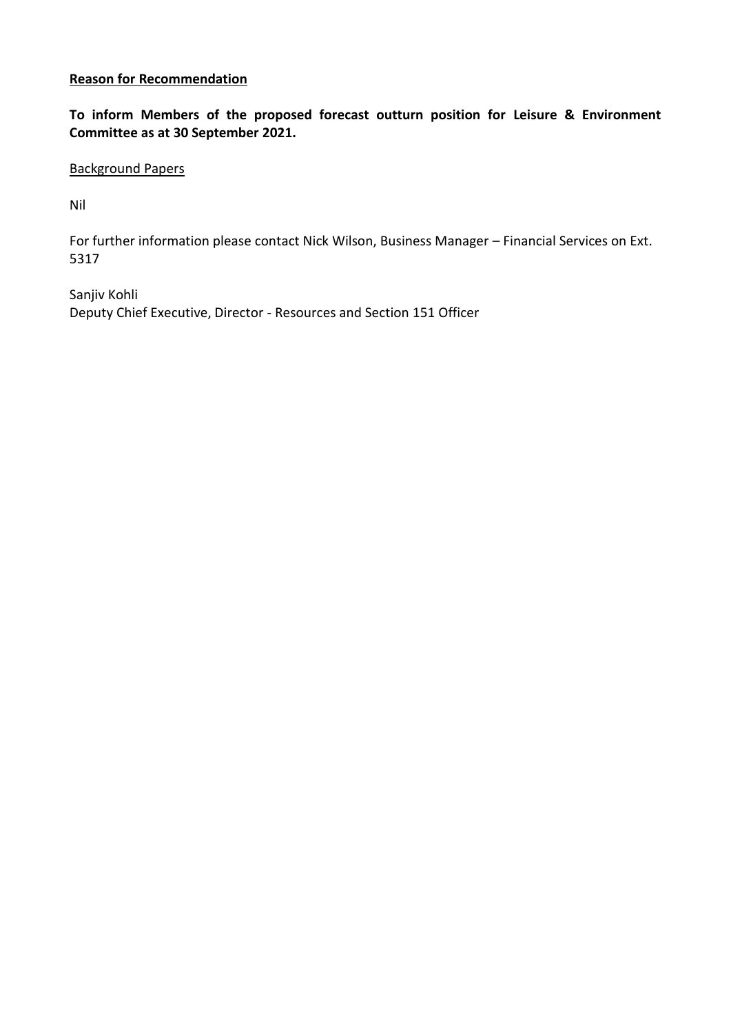**Reason for Recommendation**

**To inform Members of the proposed forecast outturn position for Leisure & Environment Committee as at 30 September 2021.**

Background Papers

Nil

For further information please contact Nick Wilson, Business Manager – Financial Services on Ext. 5317

Sanjiv Kohli
Deputy Chief Executive, Director - Resources and Section 151 Officer